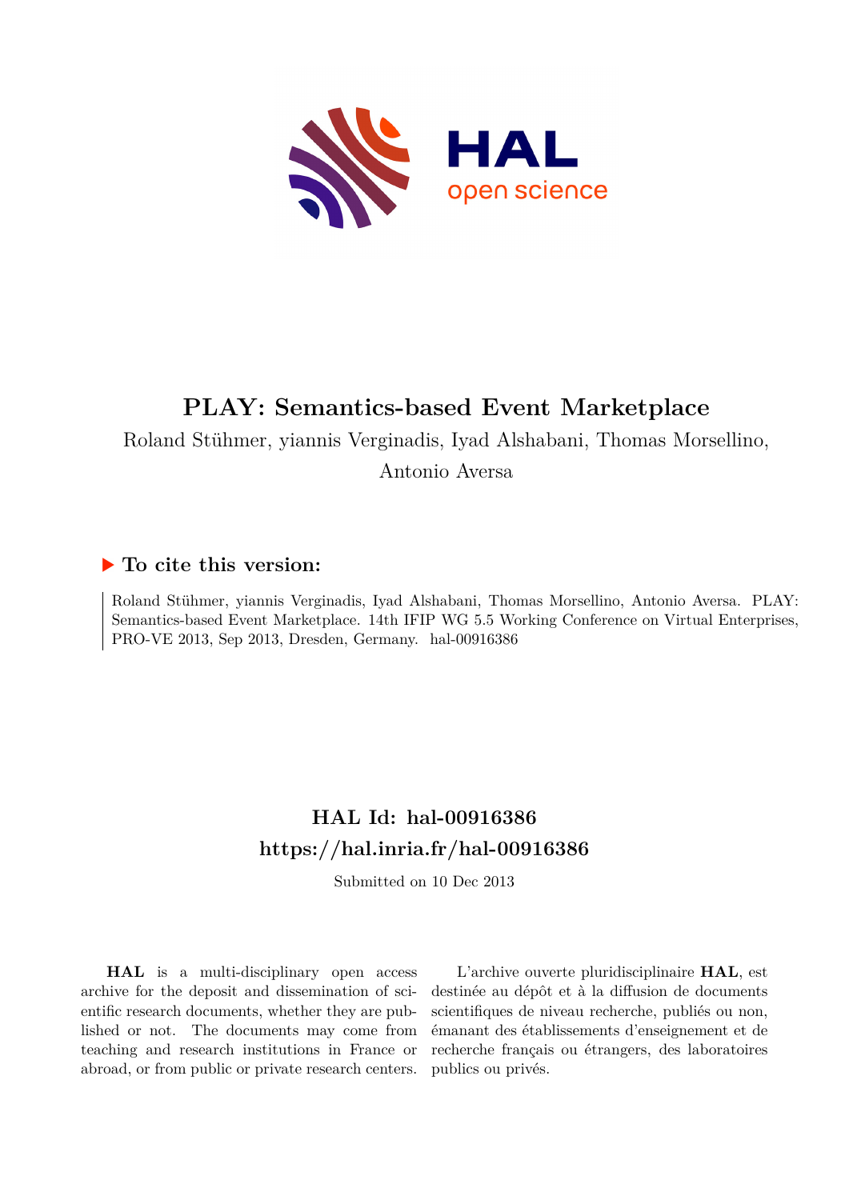# PLAY: Semantics-based Event Marketplace

Roland Stühmer, yiannis Verginadis, Iyad Alshabani, Thomas Morsellino, Antonio Aversa

## ▶ To cite this version:

Roland Stühmer, yiannis Verginadis, Iyad Alshabani, Thomas Morsellino, Antonio Aversa. PLAY: Semantics-based Event Marketplace. 14th IFIP WG 5.5 Working Conference on Virtual Enterprises, PRO-VE 2013, Sep 2013, Dresden, Germany. hal-00916386

## HAL Id: hal-00916386
## https://hal.inria.fr/hal-00916386

Submitted on 10 Dec 2013

**HAL** is a multi-disciplinary open access archive for the deposit and dissemination of scientific research documents, whether they are published or not. The documents may come from teaching and research institutions in France or abroad, or from public or private research centers.

L'archive ouverte pluridisciplinaire **HAL**, est destinée au dépôt et à la diffusion de documents scientifiques de niveau recherche, publiés ou non, émanant des établissements d'enseignement et de recherche français ou étrangers, des laboratoires publics ou privés.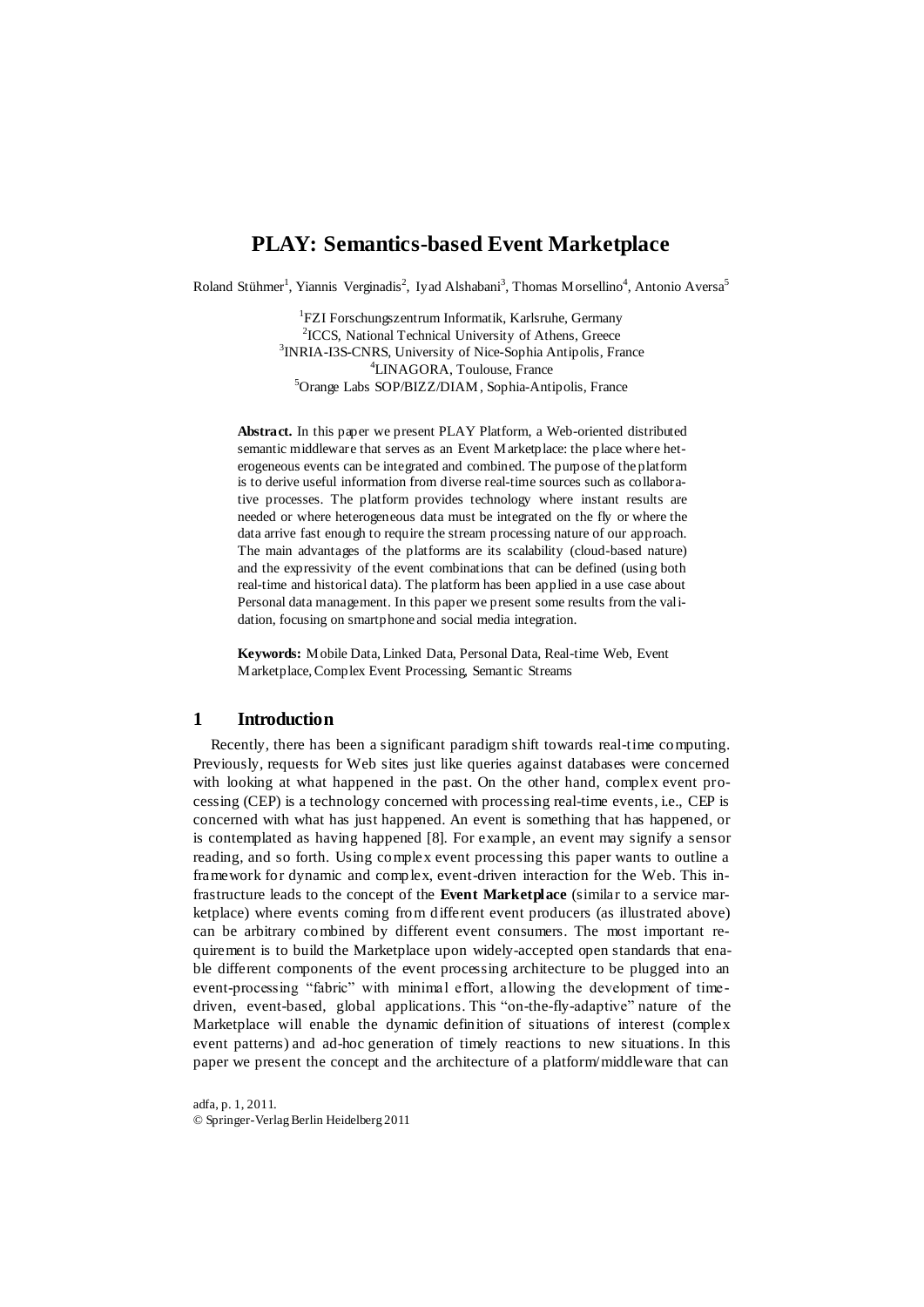# PLAY: Semantics-based Event Marketplace

Roland Stühmer[1], Yiannis Verginadis[2], Iyad Alshabani[3], Thomas Morsellino[4], Antonio Aversa[5]

[1]FZI Forschungszentrum Informatik, Karlsruhe, Germany
[2]ICCS, National Technical University of Athens, Greece
[3]INRIA-I3S-CNRS, University of Nice-Sophia Antipolis, France
[4]LINAGORA, Toulouse, France
[5]Orange Labs SOP/BIZZ/DIAM, Sophia-Antipolis, France

**Abstract.** In this paper we present PLAY Platform, a Web-oriented distributed semantic middleware that serves as an Event Marketplace: the place where heterogeneous events can be integrated and combined. The purpose of the platform is to derive useful information from diverse real-time sources such as collaborative processes. The platform provides technology where instant results are needed or where heterogeneous data must be integrated on the fly or where the data arrive fast enough to require the stream processing nature of our approach. The main advantages of the platforms are its scalability (cloud-based nature) and the expressivity of the event combinations that can be defined (using both real-time and historical data). The platform has been applied in a use case about Personal data management. In this paper we present some results from the validation, focusing on smartphone and social media integration.

**Keywords:** Mobile Data, Linked Data, Personal Data, Real-time Web, Event Marketplace, Complex Event Processing, Semantic Streams

## 1 Introduction

Recently, there has been a significant paradigm shift towards real-time computing. Previously, requests for Web sites just like queries against databases were concerned with looking at what happened in the past. On the other hand, complex event processing (CEP) is a technology concerned with processing real-time events, i.e., CEP is concerned with what has just happened. An event is something that has happened, or is contemplated as having happened [8]. For example, an event may signify a sensor reading, and so forth. Using complex event processing this paper wants to outline a framework for dynamic and complex, event-driven interaction for the Web. This infrastructure leads to the concept of the **Event Marketplace** (similar to a service marketplace) where events coming from different event producers (as illustrated above) can be arbitrary combined by different event consumers. The most important requirement is to build the Marketplace upon widely-accepted open standards that enable different components of the event processing architecture to be plugged into an event-processing "fabric" with minimal effort, allowing the development of time-driven, event-based, global applications. This "on-the-fly-adaptive" nature of the Marketplace will enable the dynamic definition of situations of interest (complex event patterns) and ad-hoc generation of timely reactions to new situations. In this paper we present the concept and the architecture of a platform/middleware that can

adfa, p. 1, 2011.
© Springer-Verlag Berlin Heidelberg 2011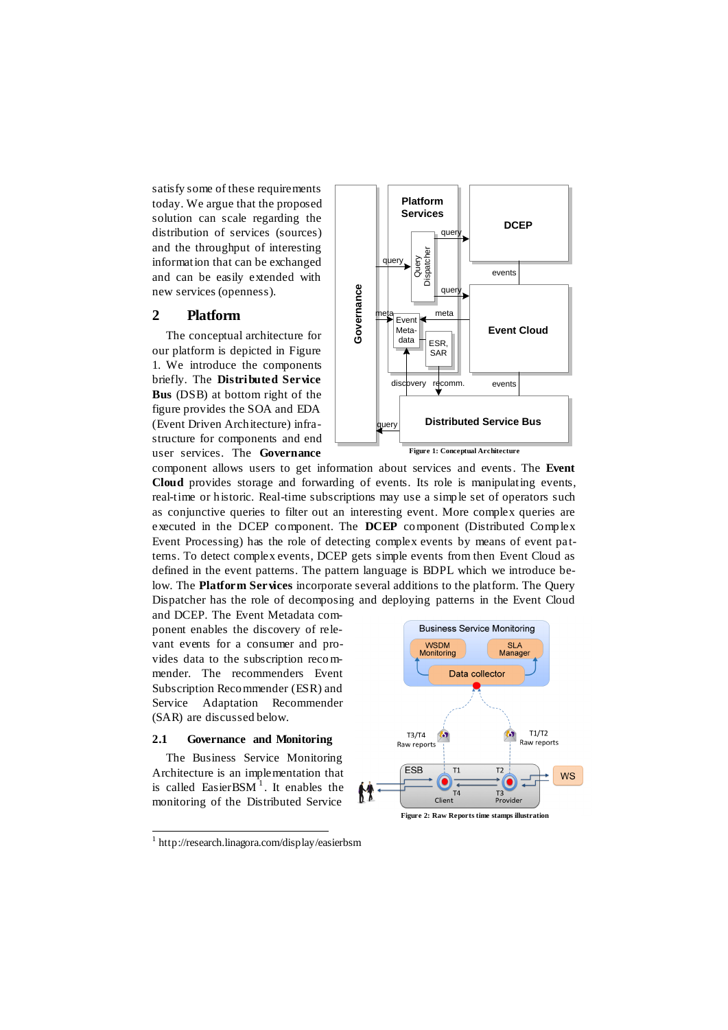satisfy some of these requirements today. We argue that the proposed solution can scale regarding the distribution of services (sources) and the throughput of interesting information that can be exchanged and can be easily extended with new services (openness).

## 2 Platform

The conceptual architecture for our platform is depicted in Figure 1. We introduce the components briefly. The **Distributed Service Bus** (DSB) at bottom right of the figure provides the SOA and EDA (Event Driven Architecture) infrastructure for components and end user services. The **Governance** component allows users to get information about services and events. The **Event Cloud** provides storage and forwarding of events. Its role is manipulating events, real-time or historic. Real-time subscriptions may use a simple set of operators such as conjunctive queries to filter out an interesting event. More complex queries are executed in the DCEP component. The **DCEP** component (Distributed Complex Event Processing) has the role of detecting complex events by means of event patterns. To detect complex events, DCEP gets simple events from then Event Cloud as defined in the event patterns. The pattern language is BDPL which we introduce below. The **Platform Services** incorporate several additions to the platform. The Query Dispatcher has the role of decomposing and deploying patterns in the Event Cloud and DCEP. The Event Metadata component enables the discovery of relevant events for a consumer and provides data to the subscription recommender. The recommenders Event Subscription Recommender (ESR) and Service Adaptation Recommender (SAR) are discussed below.

**Figure 1: Conceptual Architecture**

**Figure 2: Raw Reports time stamps illustration**

### 2.1 Governance and Monitoring

The Business Service Monitoring Architecture is an implementation that is called EasierBSM[1]. It enables the monitoring of the Distributed Service

---

[1] http://research.linagora.com/display/easierbsm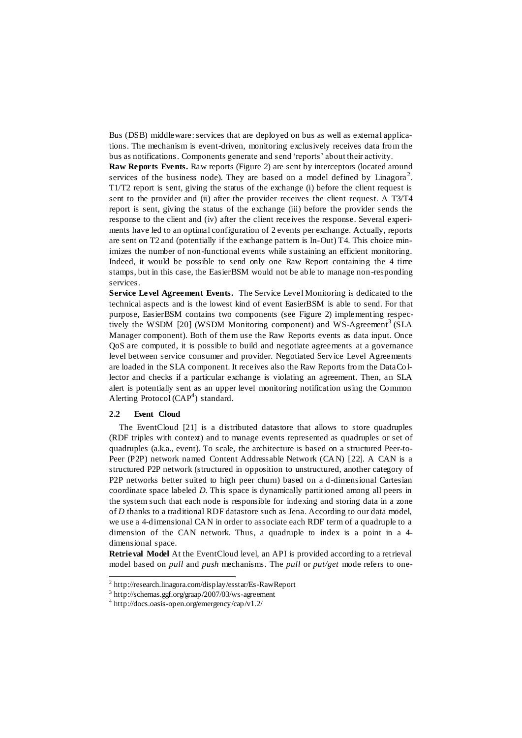Bus (DSB) middleware: services that are deployed on bus as well as external applications. The mechanism is event-driven, monitoring exclusively receives data from the bus as notifications. Components generate and send 'reports' about their activity.

**Raw Reports Events.** Raw reports (Figure 2) are sent by interceptors (located around services of the business node). They are based on a model defined by Linagora[2]. T1/T2 report is sent, giving the status of the exchange (i) before the client request is sent to the provider and (ii) after the provider receives the client request. A T3/T4 report is sent, giving the status of the exchange (iii) before the provider sends the response to the client and (iv) after the client receives the response. Several experiments have led to an optimal configuration of 2 events per exchange. Actually, reports are sent on T2 and (potentially if the exchange pattern is In-Out) T4. This choice minimizes the number of non-functional events while sustaining an efficient monitoring. Indeed, it would be possible to send only one Raw Report containing the 4 time stamps, but in this case, the EasierBSM would not be able to manage non-responding services.

**Service Level Agreement Events.** The Service Level Monitoring is dedicated to the technical aspects and is the lowest kind of event EasierBSM is able to send. For that purpose, EasierBSM contains two components (see Figure 2) implementing respectively the WSDM [20] (WSDM Monitoring component) and WS-Agreement[3] (SLA Manager component). Both of them use the Raw Reports events as data input. Once QoS are computed, it is possible to build and negotiate agreements at a governance level between service consumer and provider. Negotiated Service Level Agreements are loaded in the SLA component. It receives also the Raw Reports from the DataCollector and checks if a particular exchange is violating an agreement. Then, an SLA alert is potentially sent as an upper level monitoring notification using the Common Alerting Protocol (CAP[4]) standard.

### 2.2 Event Cloud

The EventCloud [21] is a distributed datastore that allows to store quadruples (RDF triples with context) and to manage events represented as quadruples or set of quadruples (a.k.a., event). To scale, the architecture is based on a structured Peer-to-Peer (P2P) network named Content Addressable Network (CAN) [22]. A CAN is a structured P2P network (structured in opposition to unstructured, another category of P2P networks better suited to high peer churn) based on a d-dimensional Cartesian coordinate space labeled *D*. This space is dynamically partitioned among all peers in the system such that each node is responsible for indexing and storing data in a zone of *D* thanks to a traditional RDF datastore such as Jena. According to our data model, we use a 4-dimensional CAN in order to associate each RDF term of a quadruple to a dimension of the CAN network. Thus, a quadruple to index is a point in a 4-dimensional space.

**Retrieval Model** At the EventCloud level, an API is provided according to a retrieval model based on *pull* and *push* mechanisms. The *pull* or *put/get* mode refers to one-

---

[2] http://research.linagora.com/display/esstar/Es-RawReport

[3] http://schemas.ggf.org/graap/2007/03/ws-agreement

[4] http://docs.oasis-open.org/emergency/cap/v1.2/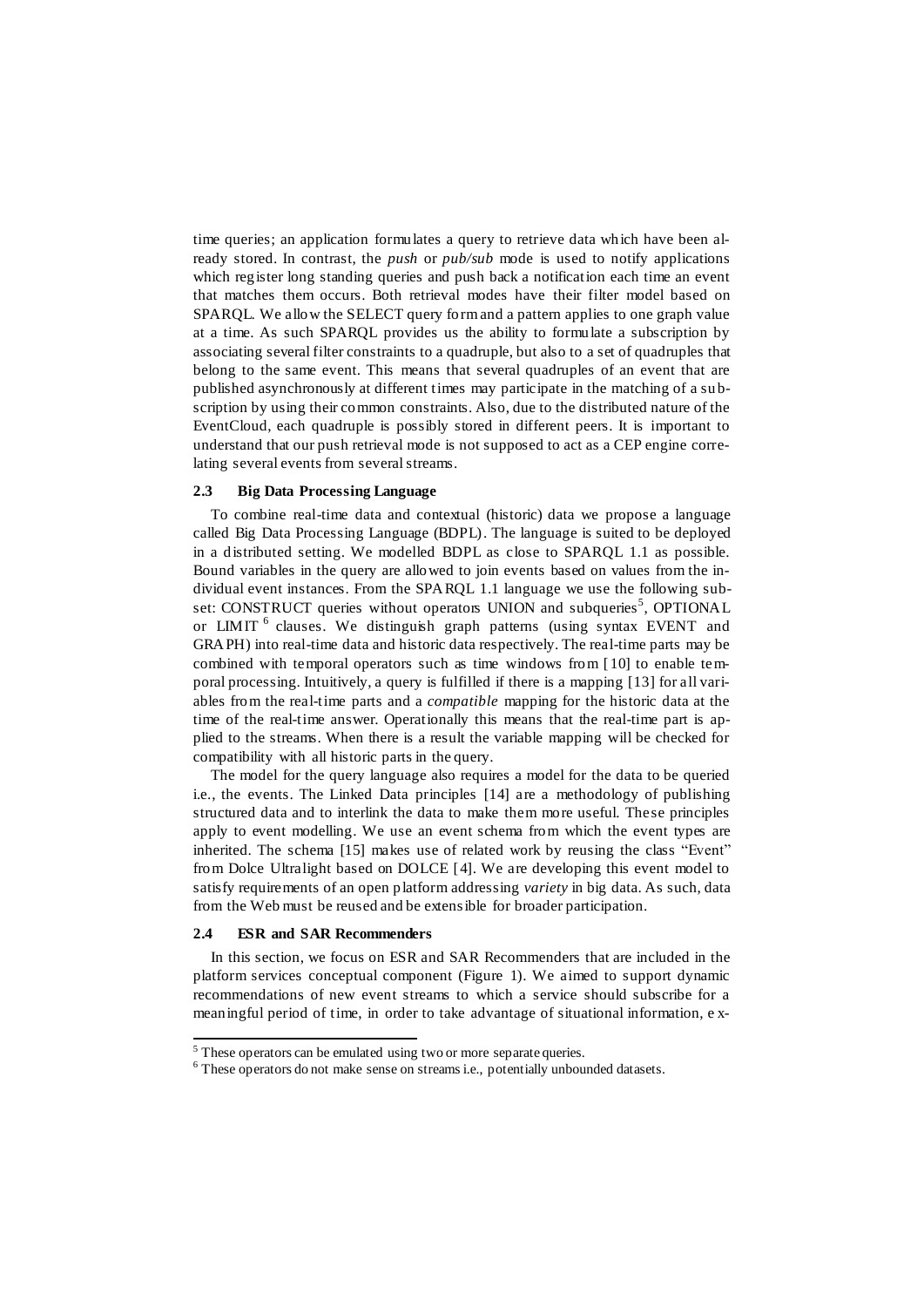time queries; an application formulates a query to retrieve data which have been already stored. In contrast, the *push* or *pub/sub* mode is used to notify applications which register long standing queries and push back a notification each time an event that matches them occurs. Both retrieval modes have their filter model based on SPARQL. We allow the SELECT query form and a pattern applies to one graph value at a time. As such SPARQL provides us the ability to formulate a subscription by associating several filter constraints to a quadruple, but also to a set of quadruples that belong to the same event. This means that several quadruples of an event that are published asynchronously at different times may participate in the matching of a subscription by using their common constraints. Also, due to the distributed nature of the EventCloud, each quadruple is possibly stored in different peers. It is important to understand that our push retrieval mode is not supposed to act as a CEP engine correlating several events from several streams.

### 2.3 Big Data Processing Language

To combine real-time data and contextual (historic) data we propose a language called Big Data Processing Language (BDPL). The language is suited to be deployed in a distributed setting. We modelled BDPL as close to SPARQL 1.1 as possible. Bound variables in the query are allowed to join events based on values from the individual event instances. From the SPARQL 1.1 language we use the following subset: CONSTRUCT queries without operators UNION and subqueries[5], OPTIONAL or LIMIT [6] clauses. We distinguish graph patterns (using syntax EVENT and GRAPH) into real-time data and historic data respectively. The real-time parts may be combined with temporal operators such as time windows from [10] to enable temporal processing. Intuitively, a query is fulfilled if there is a mapping [13] for all variables from the real-time parts and a *compatible* mapping for the historic data at the time of the real-time answer. Operationally this means that the real-time part is applied to the streams. When there is a result the variable mapping will be checked for compatibility with all historic parts in the query.

The model for the query language also requires a model for the data to be queried i.e., the events. The Linked Data principles [14] are a methodology of publishing structured data and to interlink the data to make them more useful. These principles apply to event modelling. We use an event schema from which the event types are inherited. The schema [15] makes use of related work by reusing the class "Event" from Dolce Ultralight based on DOLCE [4]. We are developing this event model to satisfy requirements of an open platform addressing *variety* in big data. As such, data from the Web must be reused and be extensible for broader participation.

### 2.4 ESR and SAR Recommenders

In this section, we focus on ESR and SAR Recommenders that are included in the platform services conceptual component (Figure 1). We aimed to support dynamic recommendations of new event streams to which a service should subscribe for a meaningful period of time, in order to take advantage of situational information, ex-

---

[5] These operators can be emulated using two or more separate queries.

[6] These operators do not make sense on streams i.e., potentially unbounded datasets.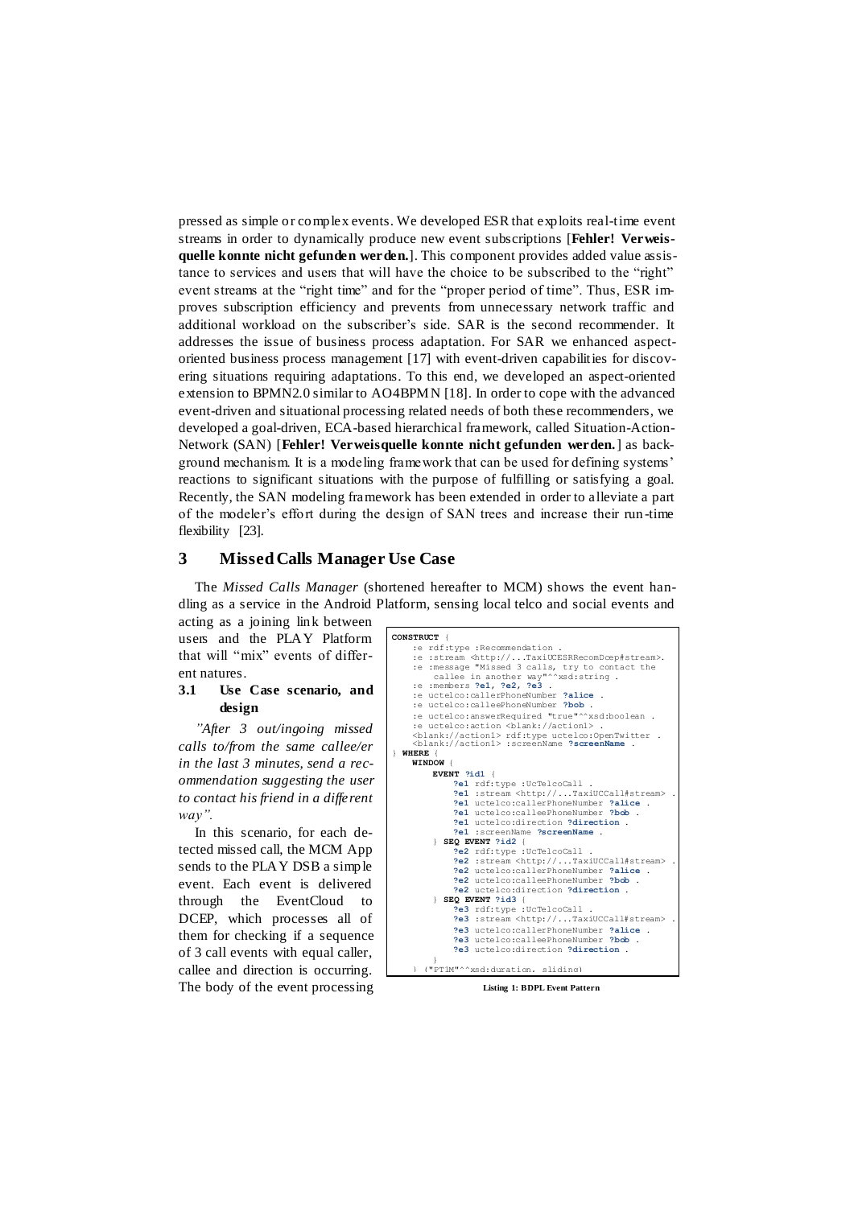pressed as simple or complex events. We developed ESR that exploits real-time event streams in order to dynamically produce new event subscriptions [**Fehler! Verweisquelle konnte nicht gefunden werden.**]. This component provides added value assistance to services and users that will have the choice to be subscribed to the "right" event streams at the "right time" and for the "proper period of time". Thus, ESR improves subscription efficiency and prevents from unnecessary network traffic and additional workload on the subscriber's side. SAR is the second recommender. It addresses the issue of business process adaptation. For SAR we enhanced aspect-oriented business process management [17] with event-driven capabilities for discovering situations requiring adaptations. To this end, we developed an aspect-oriented extension to BPMN2.0 similar to AO4BPMN [18]. In order to cope with the advanced event-driven and situational processing related needs of both these recommenders, we developed a goal-driven, ECA-based hierarchical framework, called Situation-Action-Network (SAN) [**Fehler! Verweisquelle konnte nicht gefunden werden.**] as background mechanism. It is a modeling framework that can be used for defining systems' reactions to significant situations with the purpose of fulfilling or satisfying a goal. Recently, the SAN modeling framework has been extended in order to alleviate a part of the modeler's effort during the design of SAN trees and increase their run-time flexibility [23].

## 3 Missed Calls Manager Use Case

The *Missed Calls Manager* (shortened hereafter to MCM) shows the event handling as a service in the Android Platform, sensing local telco and social events and acting as a joining link between users and the PLAY Platform that will "mix" events of different natures.

### 3.1 Use Case scenario, and design

*"After 3 out/ingoing missed calls to/from the same callee/er in the last 3 minutes, send a recommendation suggesting the user to contact his friend in a different way".*

In this scenario, for each detected missed call, the MCM App sends to the PLAY DSB a simple event. Each event is delivered through the EventCloud to DCEP, which processes all of them for checking if a sequence of 3 call events with equal caller, callee and direction is occurring. The body of the event processing

```
CONSTRUCT {
    :e rdf:type :Recommendation .
    :e :stream <http://...TaxiUCESRRecomDcep#stream>.
    :e :message "Missed 3 calls, try to contact the
        callee in another way"^^xsd:string .
    :e :members ?e1, ?e2, ?e3 .
    :e uctelco:callerPhoneNumber ?alice .
    :e uctelco:calleePhoneNumber ?bob .
    :e uctelco:answerRequired "true"^^xsd:boolean .
    :e uctelco:action <blank://action1> .
    <blank://action1> rdf:type uctelco:OpenTwitter .
    <blank://action1> :screenName ?screenName .
} WHERE {
    WINDOW {
        EVENT ?id1 {
            ?e1 rdf:type :UcTelcoCall .
            ?e1 :stream <http://...TaxiUCCall#stream> .
            ?e1 uctelco:callerPhoneNumber ?alice .
            ?e1 uctelco:calleePhoneNumber ?bob .
            ?e1 uctelco:direction ?direction .
            ?e1 :screenName ?screenName .
        } SEQ EVENT ?id2 {
            ?e2 rdf:type :UcTelcoCall .
            ?e2 :stream <http://...TaxiUCCall#stream> .
            ?e2 uctelco:callerPhoneNumber ?alice .
            ?e2 uctelco:calleePhoneNumber ?bob .
            ?e2 uctelco:direction ?direction .
        } SEQ EVENT ?id3 {
            ?e3 rdf:type :UcTelcoCall .
            ?e3 :stream <http://...TaxiUCCall#stream> .
            ?e3 uctelco:callerPhoneNumber ?alice .
            ?e3 uctelco:calleePhoneNumber ?bob .
            ?e3 uctelco:direction ?direction .
        }
    } ("PT1M"^^xsd:duration, sliding)
```

**Listing 1: BDPL Event Pattern**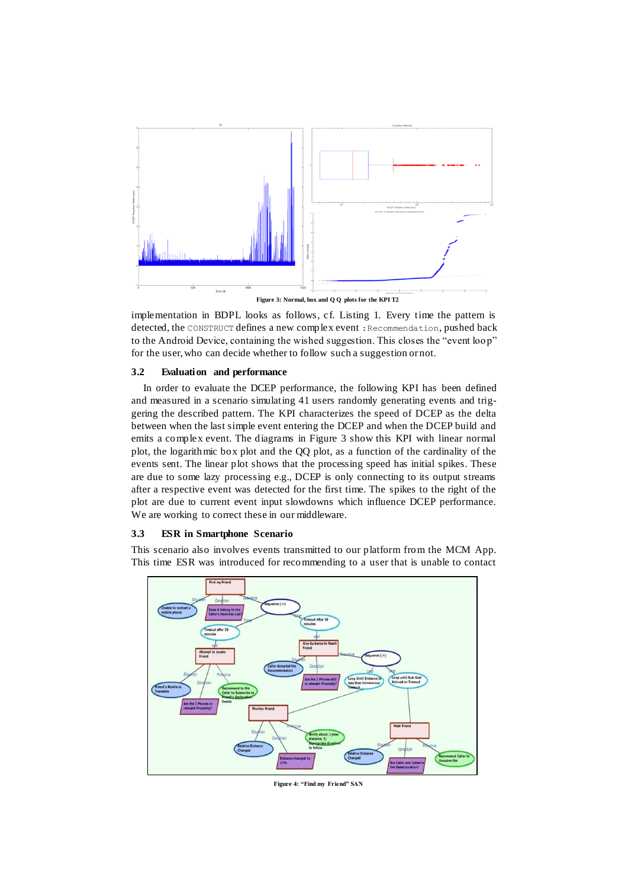Figure 3: Normal, box and Q Q plots for the KPI T2

implementation in BDPL looks as follows, cf. Listing 1. Every time the pattern is detected, the `CONSTRUCT` defines a new complex event `:Recommendation`, pushed back to the Android Device, containing the wished suggestion. This closes the "event loop" for the user, who can decide whether to follow such a suggestion or not.

### 3.2 Evaluation and performance

In order to evaluate the DCEP performance, the following KPI has been defined and measured in a scenario simulating 41 users randomly generating events and triggering the described pattern. The KPI characterizes the speed of DCEP as the delta between when the last simple event entering the DCEP and when the DCEP build and emits a complex event. The diagrams in Figure 3 show this KPI with linear normal plot, the logarithmic box plot and the QQ plot, as a function of the cardinality of the events sent. The linear plot shows that the processing speed has initial spikes. These are due to some lazy processing e.g., DCEP is only connecting to its output streams after a respective event was detected for the first time. The spikes to the right of the plot are due to current event input slowdowns which influence DCEP performance. We are working to correct these in our middleware.

### 3.3 ESR in Smartphone Scenario

This scenario also involves events transmitted to our platform from the MCM App. This time ESR was introduced for recommending to a user that is unable to contact

Figure 4: "Find my Friend" SAN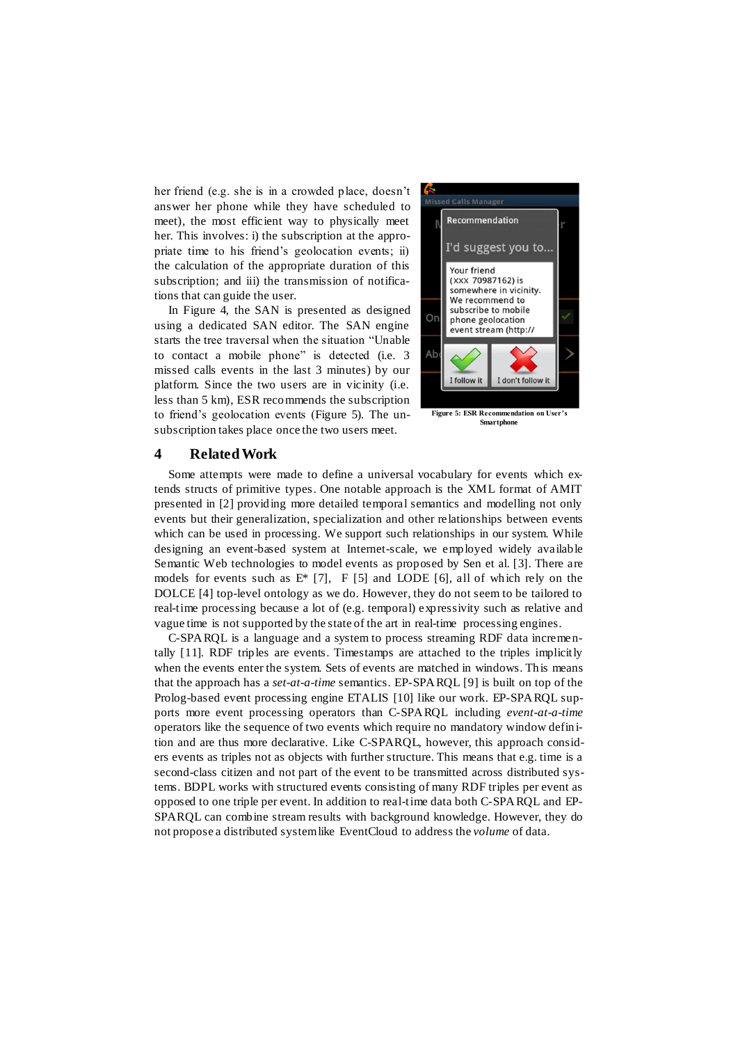her friend (e.g. she is in a crowded place, doesn't answer her phone while they have scheduled to meet), the most efficient way to physically meet her. This involves: i) the subscription at the appropriate time to his friend's geolocation events; ii) the calculation of the appropriate duration of this subscription; and iii) the transmission of notifications that can guide the user.

In Figure 4, the SAN is presented as designed using a dedicated SAN editor. The SAN engine starts the tree traversal when the situation "Unable to contact a mobile phone" is detected (i.e. 3 missed calls events in the last 3 minutes) by our platform. Since the two users are in vicinity (i.e. less than 5 km), ESR recommends the subscription to friend's geolocation events (Figure 5). The unsubscription takes place once the two users meet.

**Figure 5: ESR Recommendation on User's Smartphone**

## 4 Related Work

Some attempts were made to define a universal vocabulary for events which extends structs of primitive types. One notable approach is the XML format of AMIT presented in [2] providing more detailed temporal semantics and modelling not only events but their generalization, specialization and other relationships between events which can be used in processing. We support such relationships in our system. While designing an event-based system at Internet-scale, we employed widely available Semantic Web technologies to model events as proposed by Sen et al. [3]. There are models for events such as E* [7], F [5] and LODE [6], all of which rely on the DOLCE [4] top-level ontology as we do. However, they do not seem to be tailored to real-time processing because a lot of (e.g. temporal) expressivity such as relative and vague time is not supported by the state of the art in real-time processing engines.

C-SPARQL is a language and a system to process streaming RDF data incrementally [11]. RDF triples are events. Timestamps are attached to the triples implicitly when the events enter the system. Sets of events are matched in windows. This means that the approach has a *set-at-a-time* semantics. EP-SPARQL [9] is built on top of the Prolog-based event processing engine ETALIS [10] like our work. EP-SPARQL supports more event processing operators than C-SPARQL including *event-at-a-time* operators like the sequence of two events which require no mandatory window definition and are thus more declarative. Like C-SPARQL, however, this approach considers events as triples not as objects with further structure. This means that e.g. time is a second-class citizen and not part of the event to be transmitted across distributed systems. BDPL works with structured events consisting of many RDF triples per event as opposed to one triple per event. In addition to real-time data both C-SPARQL and EP-SPARQL can combine stream results with background knowledge. However, they do not propose a distributed system like EventCloud to address the *volume* of data.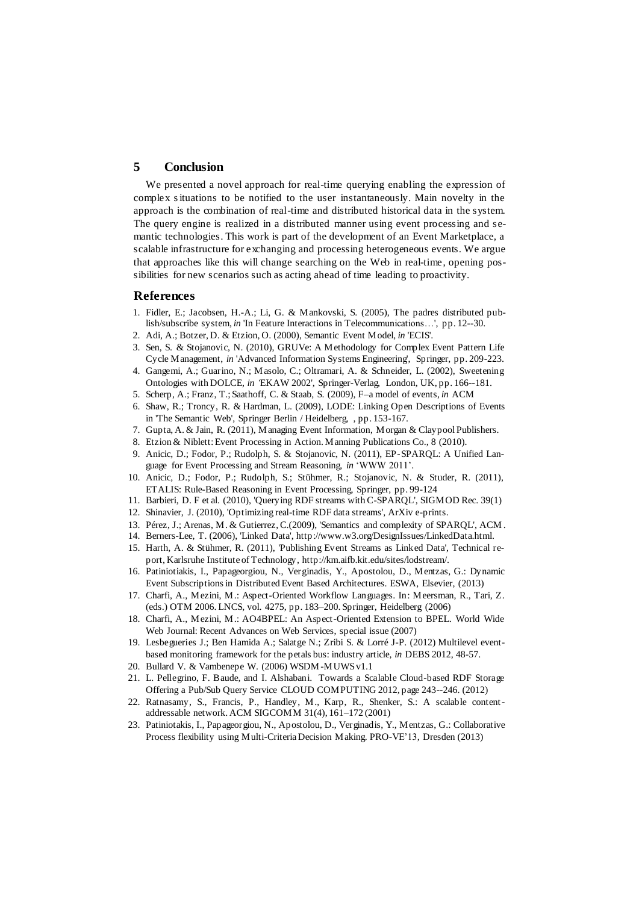## 5 Conclusion

We presented a novel approach for real-time querying enabling the expression of complex situations to be notified to the user instantaneously. Main novelty in the approach is the combination of real-time and distributed historical data in the system. The query engine is realized in a distributed manner using event processing and semantic technologies. This work is part of the development of an Event Marketplace, a scalable infrastructure for exchanging and processing heterogeneous events. We argue that approaches like this will change searching on the Web in real-time, opening possibilities for new scenarios such as acting ahead of time leading to proactivity.

## References

1. Fidler, E.; Jacobsen, H.-A.; Li, G. & Mankovski, S. (2005), The padres distributed publish/subscribe system, *in* 'In Feature Interactions in Telecommunications…', pp. 12--30.
2. Adi, A.; Botzer, D. & Etzion, O. (2000), Semantic Event Model, *in* 'ECIS'.
3. Sen, S. & Stojanovic, N. (2010), GRUVe: A Methodology for Complex Event Pattern Life Cycle Management, *in* 'Advanced Information Systems Engineering', Springer, pp. 209-223.
4. Gangemi, A.; Guarino, N.; Masolo, C.; Oltramari, A. & Schneider, L. (2002), Sweetening Ontologies with DOLCE, *in* 'EKAW 2002', Springer-Verlag, London, UK, pp. 166--181.
5. Scherp, A.; Franz, T.; Saathoff, C. & Staab, S. (2009), F–a model of events, *in* ACM
6. Shaw, R.; Troncy, R. & Hardman, L. (2009), LODE: Linking Open Descriptions of Events in 'The Semantic Web', Springer Berlin / Heidelberg, , pp. 153-167.
7. Gupta, A. & Jain, R. (2011), Managing Event Information, Morgan & Claypool Publishers.
8. Etzion & Niblett: Event Processing in Action. Manning Publications Co., 8 (2010).
9. Anicic, D.; Fodor, P.; Rudolph, S. & Stojanovic, N. (2011), EP-SPARQL: A Unified Language for Event Processing and Stream Reasoning, *in* 'WWW 2011'.
10. Anicic, D.; Fodor, P.; Rudolph, S.; Stühmer, R.; Stojanovic, N. & Studer, R. (2011), ETALIS: Rule-Based Reasoning in Event Processing, Springer, pp. 99-124
11. Barbieri, D. F et al. (2010), 'Querying RDF streams with C-SPARQL', SIGMOD Rec. 39(1)
12. Shinavier, J. (2010), 'Optimizing real-time RDF data streams', ArXiv e-prints.
13. Pérez, J.; Arenas, M. & Gutierrez, C.(2009), 'Semantics and complexity of SPARQL', ACM.
14. Berners-Lee, T. (2006), 'Linked Data', http://www.w3.org/DesignIssues/LinkedData.html.
15. Harth, A. & Stühmer, R. (2011), 'Publishing Event Streams as Linked Data', Technical report, Karlsruhe Institute of Technology, http://km.aifb.kit.edu/sites/lodstream/.
16. Patiniotiakis, I., Papageorgiou, N., Verginadis, Y., Apostolou, D., Mentzas, G.: Dynamic Event Subscriptions in Distributed Event Based Architectures. ESWA, Elsevier, (2013)
17. Charfi, A., Mezini, M.: Aspect-Oriented Workflow Languages. In: Meersman, R., Tari, Z. (eds.) OTM 2006. LNCS, vol. 4275, pp. 183–200. Springer, Heidelberg (2006)
18. Charfi, A., Mezini, M.: AO4BPEL: An Aspect-Oriented Extension to BPEL. World Wide Web Journal: Recent Advances on Web Services, special issue (2007)
19. Lesbegueries J.; Ben Hamida A.; Salatge N.; Zribi S. & Lorré J-P. (2012) Multilevel event-based monitoring framework for the petals bus: industry article, *in* DEBS 2012, 48-57.
20. Bullard V. & Vambenepe W. (2006) WSDM-MUWS v1.1
21. L. Pellegrino, F. Baude, and I. Alshabani. Towards a Scalable Cloud-based RDF Storage Offering a Pub/Sub Query Service CLOUD COMPUTING 2012, page 243--246. (2012)
22. Ratnasamy, S., Francis, P., Handley, M., Karp, R., Shenker, S.: A scalable content-addressable network. ACM SIGCOMM 31(4), 161–172 (2001)
23. Patiniotakis, I., Papageorgiou, N., Apostolou, D., Verginadis, Y., Mentzas, G.: Collaborative Process flexibility using Multi-Criteria Decision Making. PRO-VE'13, Dresden (2013)